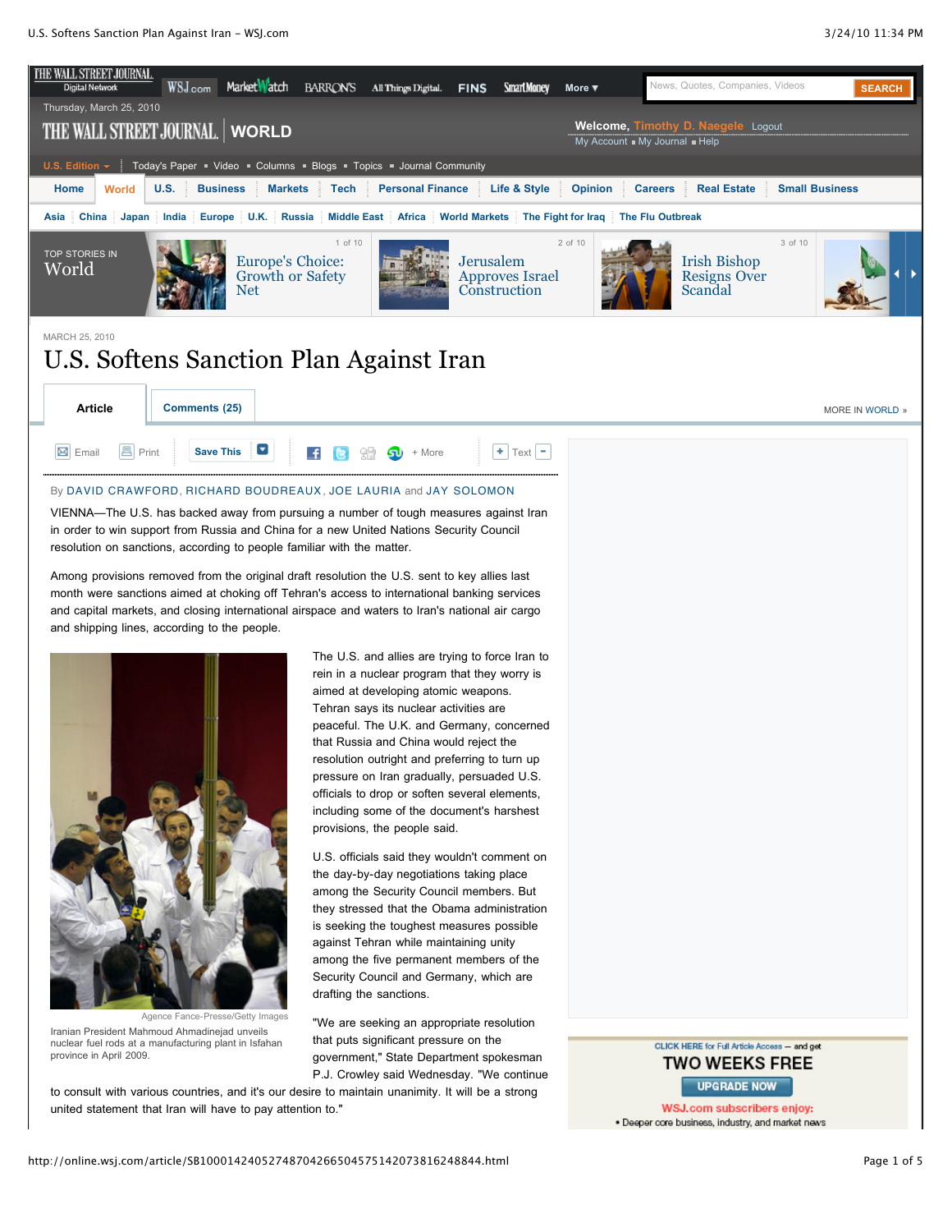MARCH 25, 2010

# U.S. Softens Sanction Plan Against Iran

By DAVID CRAWFORD, RICHARD BOUDREAUX, JOE LAURIA and JAY SOLOMON

VIENNA—The U.S. has backed away from pursuing a number of tough measures against Iran in order to win support from Russia and China for a new United Nations Security Council resolution on sanctions, according to people familiar with the matter.

Among provisions removed from the original draft resolution the U.S. sent to key allies last month were sanctions aimed at choking off Tehran's access to international banking services and capital markets, and closing international airspace and waters to Iran's national air cargo and shipping lines, according to the people.

Agence France-Presse/Getty Images

Iranian President Mahmoud Ahmadinejad unveils nuclear fuel rods at a manufacturing plant in Isfahan province in April 2009.

The U.S. and allies are trying to force Iran to rein in a nuclear program that they worry is aimed at developing atomic weapons. Tehran says its nuclear activities are peaceful. The U.K. and Germany, concerned that Russia and China would reject the resolution outright and preferring to turn up pressure on Iran gradually, persuaded U.S. officials to drop or soften several elements, including some of the document's harshest provisions, the people said.

U.S. officials said they wouldn't comment on the day-by-day negotiations taking place among the Security Council members. But they stressed that the Obama administration is seeking the toughest measures possible against Tehran while maintaining unity among the five permanent members of the Security Council and Germany, which are drafting the sanctions.

"We are seeking an appropriate resolution that puts significant pressure on the government," State Department spokesman P.J. Crowley said Wednesday. "We continue to consult with various countries, and it's our desire to maintain unanimity. It will be a strong united statement that Iran will have to pay attention to."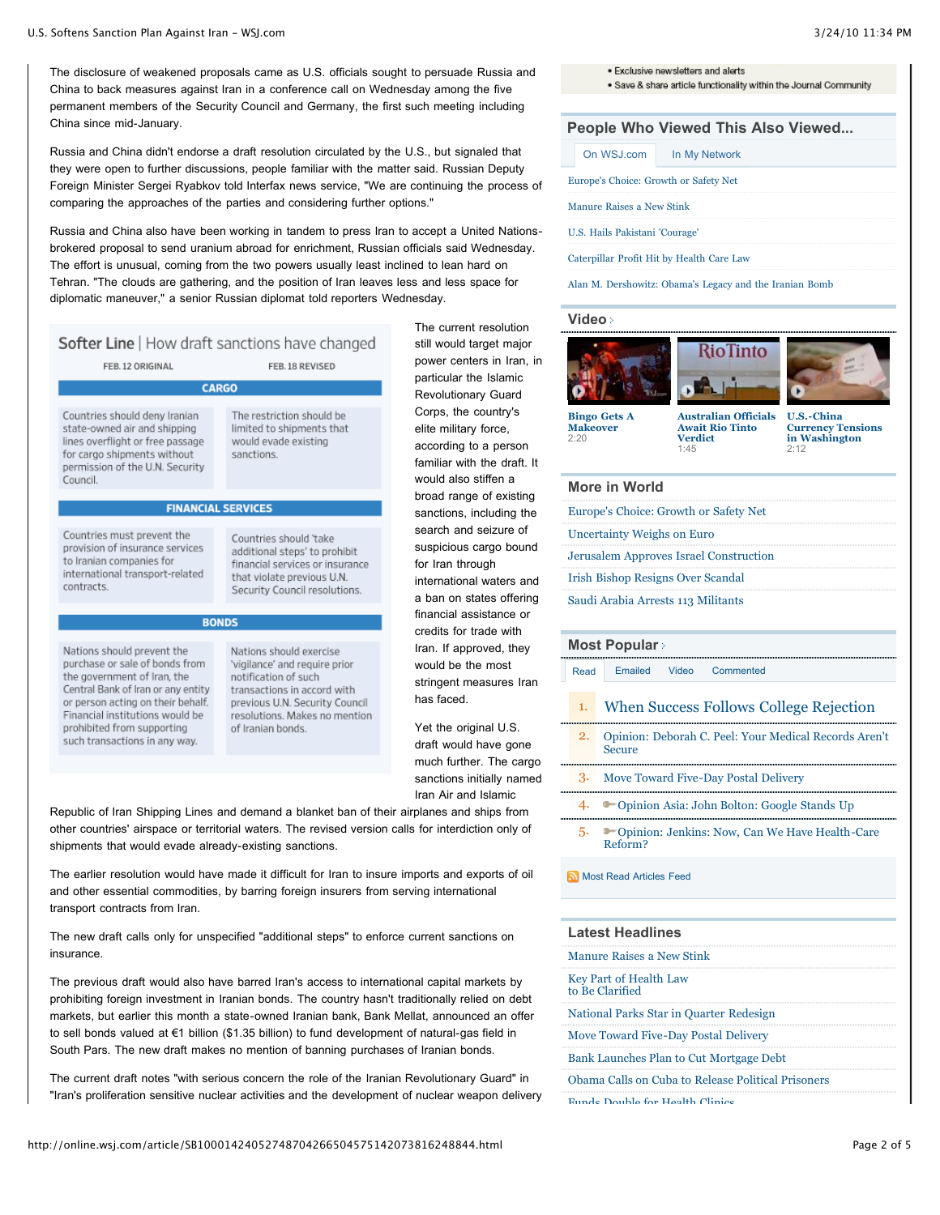The disclosure of weakened proposals came as U.S. officials sought to persuade Russia and China to back measures against Iran in a conference call on Wednesday among the five permanent members of the Security Council and Germany, the first such meeting including China since mid-January.

Russia and China didn't endorse a draft resolution circulated by the U.S., but signaled that they were open to further discussions, people familiar with the matter said. Russian Deputy Foreign Minister Sergei Ryabkov told Interfax news service, "We are continuing the process of comparing the approaches of the parties and considering further options."

Russia and China also have been working in tandem to press Iran to accept a United Nations-brokered proposal to send uranium abroad for enrichment, Russian officials said Wednesday. The effort is unusual, coming from the two powers usually least inclined to lean hard on Tehran. "The clouds are gathering, and the position of Iran leaves less and less space for diplomatic maneuver," a senior Russian diplomat told reporters Wednesday.

**Softer Line | How draft sanctions have changed**

| FEB. 12 ORIGINAL | FEB. 18 REVISED |
|---|---|
| **CARGO** | |
| Countries should deny Iranian state-owned air and shipping lines overflight or free passage for cargo shipments without permission of the U.N. Security Council. | The restriction should be limited to shipments that would evade existing sanctions. |
| **FINANCIAL SERVICES** | |
| Countries must prevent the provision of insurance services to Iranian companies for international transport-related contracts. | Countries should 'take additional steps' to prohibit financial services or insurance that violate previous U.N. Security Council resolutions. |
| **BONDS** | |
| Nations should prevent the purchase or sale of bonds from the government of Iran, the Central Bank of Iran or any entity or person acting on their behalf. Financial institutions would be prohibited from supporting such transactions in any way. | Nations should exercise 'vigilance' and require prior notification of such transactions in accord with previous U.N. Security Council resolutions. Makes no mention of Iranian bonds. |

The current resolution still would target major power centers in Iran, in particular the Islamic Revolutionary Guard Corps, the country's elite military force, according to a person familiar with the draft. It would also stiffen a broad range of existing sanctions, including the search and seizure of suspicious cargo bound for Iran through international waters and a ban on states offering financial assistance or credits for trade with Iran. If approved, they would be the most stringent measures Iran has faced.

Yet the original U.S. draft would have gone much further. The cargo sanctions initially named Iran Air and Islamic Republic of Iran Shipping Lines and demand a blanket ban of their airplanes and ships from other countries' airspace or territorial waters. The revised version calls for interdiction only of shipments that would evade already-existing sanctions.

The earlier resolution would have made it difficult for Iran to insure imports and exports of oil and other essential commodities, by barring foreign insurers from serving international transport contracts from Iran.

The new draft calls only for unspecified "additional steps" to enforce current sanctions on insurance.

The previous draft would also have barred Iran's access to international capital markets by prohibiting foreign investment in Iranian bonds. The country hasn't traditionally relied on debt markets, but earlier this month a state-owned Iranian bank, Bank Mellat, announced an offer to sell bonds valued at €1 billion ($1.35 billion) to fund development of natural-gas field in South Pars. The new draft makes no mention of banning purchases of Iranian bonds.

The current draft notes "with serious concern the role of the Iranian Revolutionary Guard" in "Iran's proliferation sensitive nuclear activities and the development of nuclear weapon delivery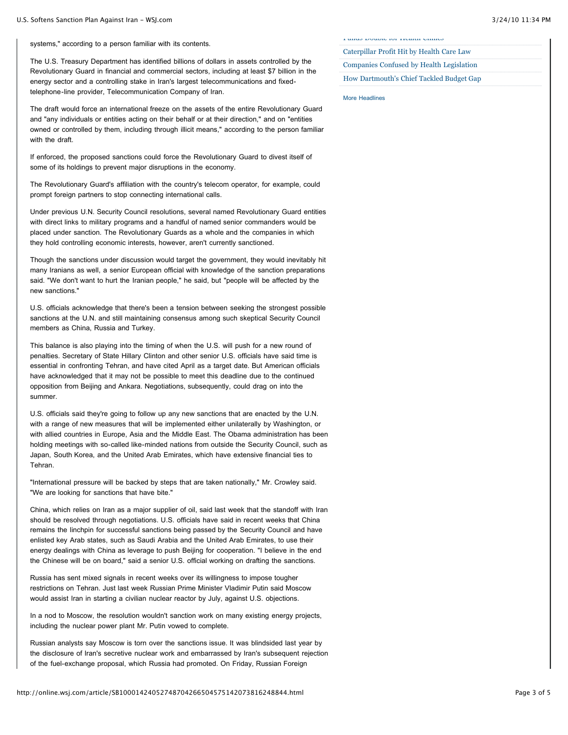systems," according to a person familiar with its contents.

The U.S. Treasury Department has identified billions of dollars in assets controlled by the Revolutionary Guard in financial and commercial sectors, including at least $7 billion in the energy sector and a controlling stake in Iran's largest telecommunications and fixed-telephone-line provider, Telecommunication Company of Iran.

The draft would force an international freeze on the assets of the entire Revolutionary Guard and "any individuals or entities acting on their behalf or at their direction," and on "entities owned or controlled by them, including through illicit means," according to the person familiar with the draft.

If enforced, the proposed sanctions could force the Revolutionary Guard to divest itself of some of its holdings to prevent major disruptions in the economy.

The Revolutionary Guard's affiliation with the country's telecom operator, for example, could prompt foreign partners to stop connecting international calls.

Under previous U.N. Security Council resolutions, several named Revolutionary Guard entities with direct links to military programs and a handful of named senior commanders would be placed under sanction. The Revolutionary Guards as a whole and the companies in which they hold controlling economic interests, however, aren't currently sanctioned.

Though the sanctions under discussion would target the government, they would inevitably hit many Iranians as well, a senior European official with knowledge of the sanction preparations said. "We don't want to hurt the Iranian people," he said, but "people will be affected by the new sanctions."

U.S. officials acknowledge that there's been a tension between seeking the strongest possible sanctions at the U.N. and still maintaining consensus among such skeptical Security Council members as China, Russia and Turkey.

This balance is also playing into the timing of when the U.S. will push for a new round of penalties. Secretary of State Hillary Clinton and other senior U.S. officials have said time is essential in confronting Tehran, and have cited April as a target date. But American officials have acknowledged that it may not be possible to meet this deadline due to the continued opposition from Beijing and Ankara. Negotiations, subsequently, could drag on into the summer.

U.S. officials said they're going to follow up any new sanctions that are enacted by the U.N. with a range of new measures that will be implemented either unilaterally by Washington, or with allied countries in Europe, Asia and the Middle East. The Obama administration has been holding meetings with so-called like-minded nations from outside the Security Council, such as Japan, South Korea, and the United Arab Emirates, which have extensive financial ties to Tehran.

"International pressure will be backed by steps that are taken nationally," Mr. Crowley said. "We are looking for sanctions that have bite."

China, which relies on Iran as a major supplier of oil, said last week that the standoff with Iran should be resolved through negotiations. U.S. officials have said in recent weeks that China remains the linchpin for successful sanctions being passed by the Security Council and have enlisted key Arab states, such as Saudi Arabia and the United Arab Emirates, to use their energy dealings with China as leverage to push Beijing for cooperation. "I believe in the end the Chinese will be on board," said a senior U.S. official working on drafting the sanctions.

Russia has sent mixed signals in recent weeks over its willingness to impose tougher restrictions on Tehran. Just last week Russian Prime Minister Vladimir Putin said Moscow would assist Iran in starting a civilian nuclear reactor by July, against U.S. objections.

In a nod to Moscow, the resolution wouldn't sanction work on many existing energy projects, including the nuclear power plant Mr. Putin vowed to complete.

Russian analysts say Moscow is torn over the sanctions issue. It was blindsided last year by the disclosure of Iran's secretive nuclear work and embarrassed by Iran's subsequent rejection of the fuel-exchange proposal, which Russia had promoted. On Friday, Russian Foreign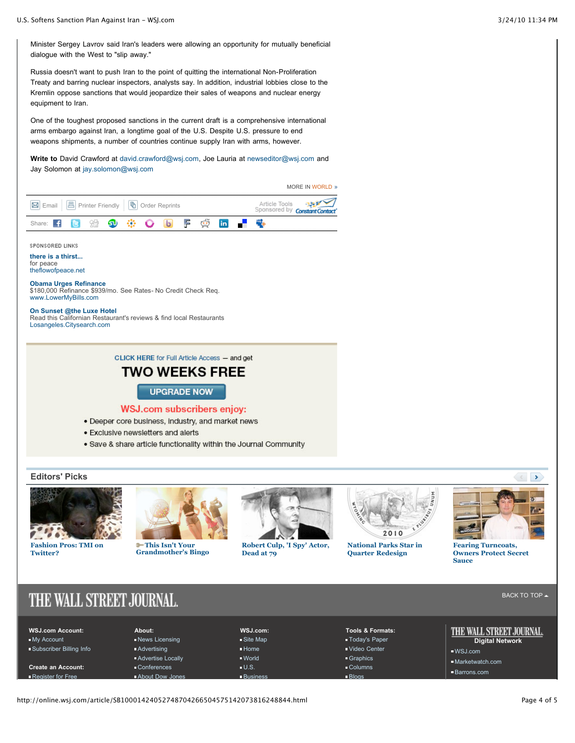Minister Sergey Lavrov said Iran's leaders were allowing an opportunity for mutually beneficial dialogue with the West to "slip away."

Russia doesn't want to push Iran to the point of quitting the international Non-Proliferation Treaty and barring nuclear inspectors, analysts say. In addition, industrial lobbies close to the Kremlin oppose sanctions that would jeopardize their sales of weapons and nuclear energy equipment to Iran.

One of the toughest proposed sanctions in the current draft is a comprehensive international arms embargo against Iran, a longtime goal of the U.S. Despite U.S. pressure to end weapons shipments, a number of countries continue supply Iran with arms, however.

**Write to** David Crawford at david.crawford@wsj.com, Joe Lauria at newseditor@wsj.com and Jay Solomon at jay.solomon@wsj.com

MORE IN WORLD »

Email | Printer Friendly | Order Reprints

Article Tools Sponsored by Constant Contact

Share:

SPONSORED LINKS

**there is a thirst...**
for peace
theflowofpeace.net

**Obama Urges Refinance**
$180,000 Refinance $939/mo. See Rates- No Credit Check Req.
www.LowerMyBills.com

**On Sunset @the Luxe Hotel**
Read this Californian Restaurant's reviews & find local Restaurants
Losangeles.Citysearch.com

**CLICK HERE** for Full Article Access — and get

**TWO WEEKS FREE**

UPGRADE NOW

**WSJ.com subscribers enjoy:**

- Deeper core business, industry, and market news
- Exclusive newsletters and alerts
- Save & share article functionality within the Journal Community

## Editors' Picks

- Fashion Pros: TMI on Twitter?
- This Isn't Your Grandmother's Bingo
- Robert Culp, 'I Spy' Actor, Dead at 79
- National Parks Star in Quarter Redesign
- Fearing Turncoats, Owners Protect Secret Sauce

THE WALL STREET JOURNAL.

BACK TO TOP

**WSJ.com Account:**
- My Account
- Subscriber Billing Info

**Create an Account:**
- Register for Free

**About:**
- News Licensing
- Advertising
- Advertise Locally
- Conferences
- About Dow Jones

**WSJ.com:**
- Site Map
- Home
- World
- U.S.
- Business

**Tools & Formats:**
- Today's Paper
- Video Center
- Graphics
- Columns
- Blogs

**THE WALL STREET JOURNAL. Digital Network**
- WSJ.com
- Marketwatch.com
- Barrons.com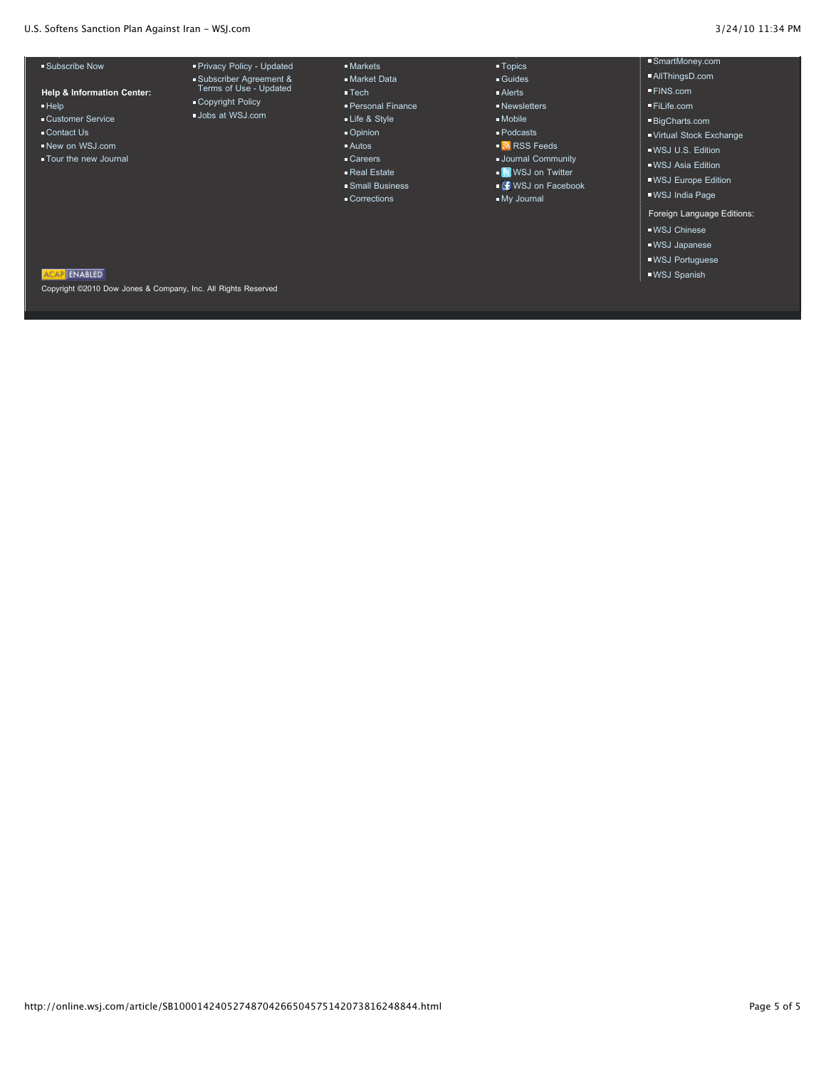- Subscribe Now

**Help & Information Center:**

- Help
- Customer Service
- Contact Us
- New on WSJ.com
- Tour the new Journal

- Privacy Policy - Updated
- Subscriber Agreement & Terms of Use - Updated
- Copyright Policy
- Jobs at WSJ.com

- Markets
- Market Data
- Tech
- Personal Finance
- Life & Style
- Opinion
- Autos
- Careers
- Real Estate
- Small Business
- Corrections

- Topics
- Guides
- Alerts
- Newsletters
- Mobile
- Podcasts
- RSS Feeds
- Journal Community
- WSJ on Twitter
- WSJ on Facebook
- My Journal

- SmartMoney.com
- AllThingsD.com
- FINS.com
- FiLife.com
- BigCharts.com
- Virtual Stock Exchange
- WSJ U.S. Edition
- WSJ Asia Edition
- WSJ Europe Edition
- WSJ India Page

Foreign Language Editions:

- WSJ Chinese
- WSJ Japanese
- WSJ Portuguese
- WSJ Spanish

ACAP ENABLED

Copyright ©2010 Dow Jones & Company, Inc. All Rights Reserved